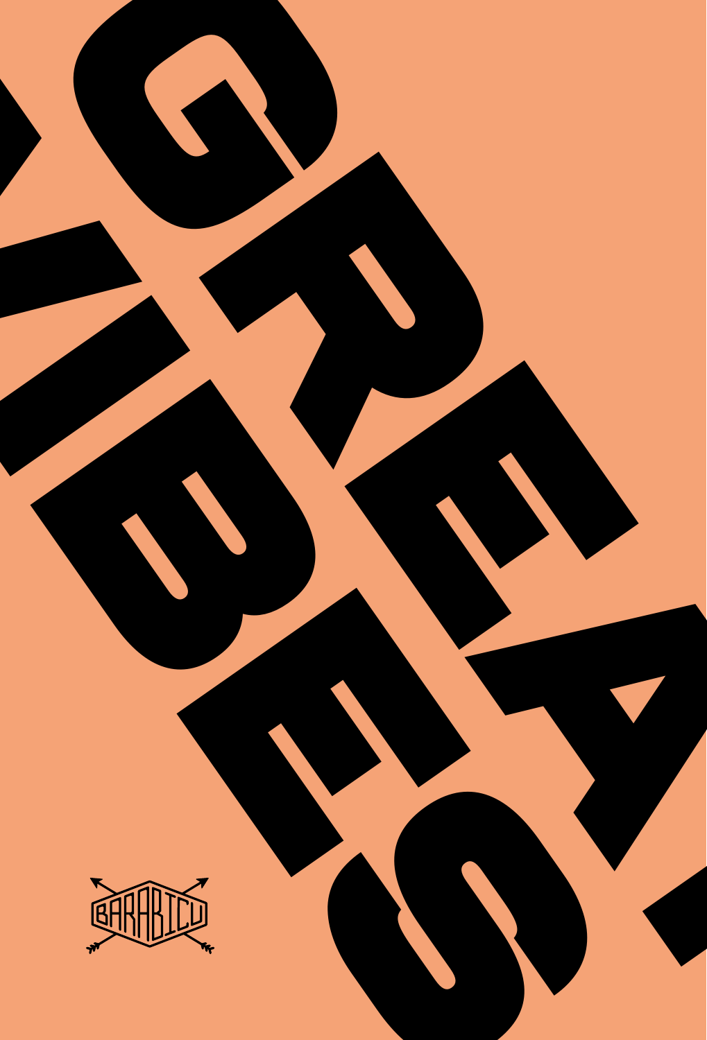# GREAT VIBES.

BARABICU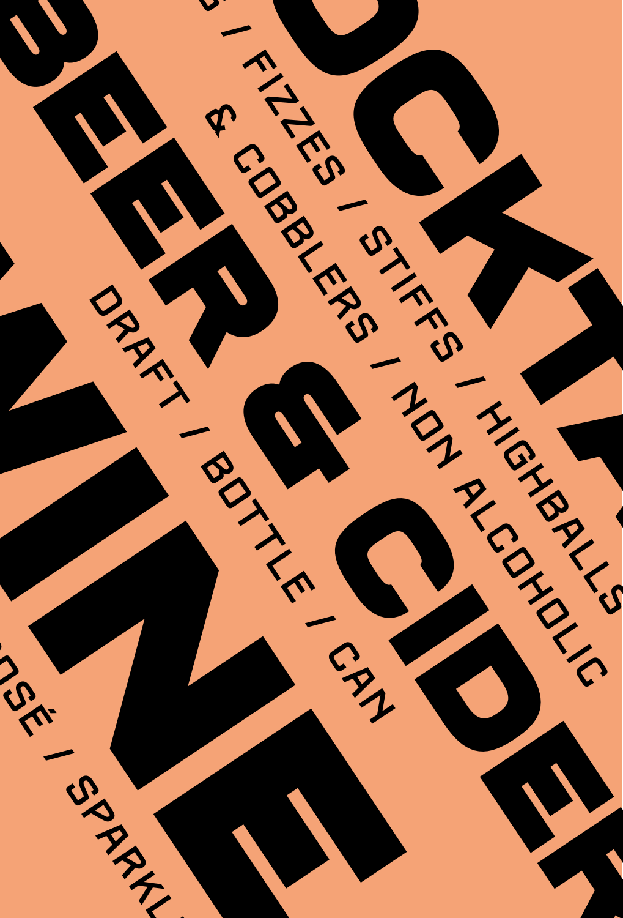# COCKTAILS

S / FIZZES / STIFFS / HIGHBALLS
& COBBLERS / NON ALCOHOLIC

# BEER & CIDER

DRAFT / BOTTLE / CAN

# WINE

OSÉ / SPARKL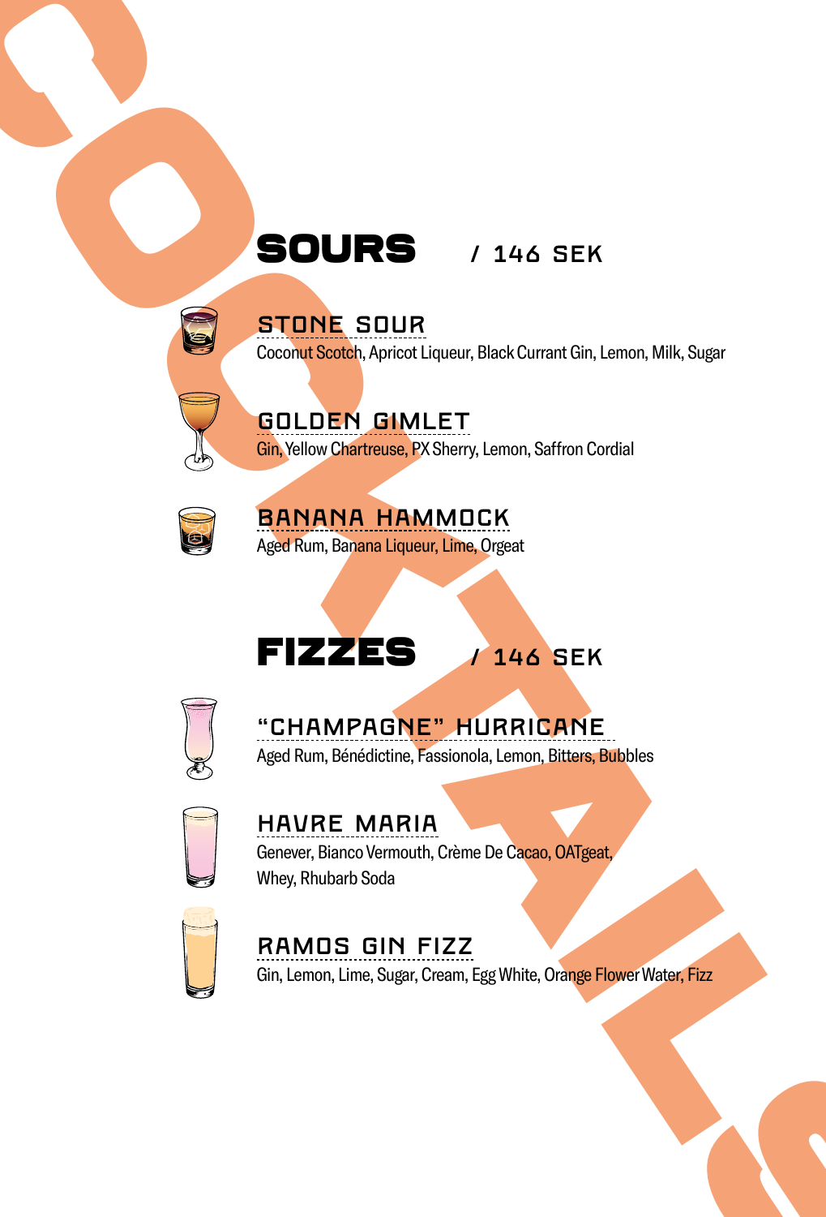## SOURS / 146 SEK

### STONE SOUR
Coconut Scotch, Apricot Liqueur, Black Currant Gin, Lemon, Milk, Sugar

### GOLDEN GIMLET
Gin, Yellow Chartreuse, PX Sherry, Lemon, Saffron Cordial

### BANANA HAMMOCK
Aged Rum, Banana Liqueur, Lime, Orgeat

## FIZZES / 146 SEK

### “CHAMPAGNE” HURRICANE
Aged Rum, Bénédictine, Fassionola, Lemon, Bitters, Bubbles

### HAVRE MARIA
Genever, Bianco Vermouth, Crème De Cacao, OATgeat, Whey, Rhubarb Soda

### RAMOS GIN FIZZ
Gin, Lemon, Lime, Sugar, Cream, Egg White, Orange Flower Water, Fizz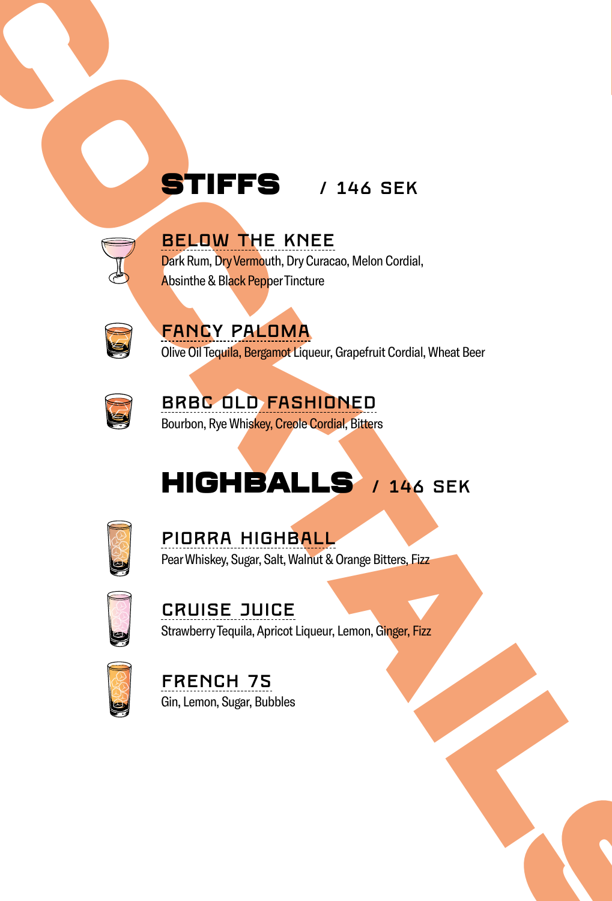## STIFFS / 146 SEK

### BELOW THE KNEE
Dark Rum, Dry Vermouth, Dry Curacao, Melon Cordial, Absinthe & Black Pepper Tincture

### FANCY PALOMA
Olive Oil Tequila, Bergamot Liqueur, Grapefruit Cordial, Wheat Beer

### BRBC OLD FASHIONED
Bourbon, Rye Whiskey, Creole Cordial, Bitters

## HIGHBALLS / 146 SEK

### PIORRA HIGHBALL
Pear Whiskey, Sugar, Salt, Walnut & Orange Bitters, Fizz

### CRUISE JUICE
Strawberry Tequila, Apricot Liqueur, Lemon, Ginger, Fizz

### FRENCH 75
Gin, Lemon, Sugar, Bubbles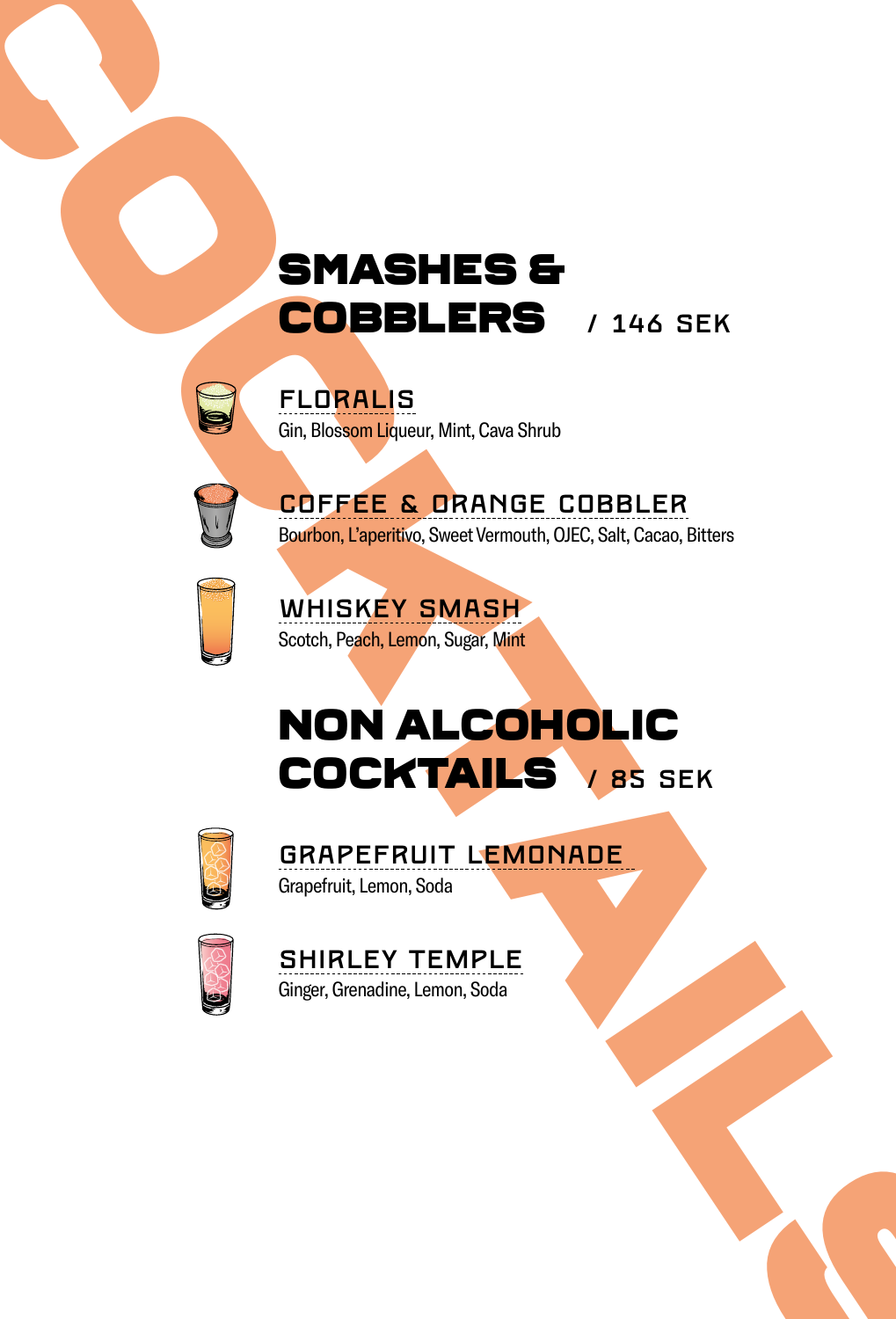## SMASHES & COBBLERS / 146 SEK

### FLORALIS
Gin, Blossom Liqueur, Mint, Cava Shrub

### COFFEE & ORANGE COBBLER
Bourbon, L'aperitivo, Sweet Vermouth, OJEC, Salt, Cacao, Bitters

### WHISKEY SMASH
Scotch, Peach, Lemon, Sugar, Mint

## NON ALCOHOLIC COCKTAILS / 85 SEK

### GRAPEFRUIT LEMONADE
Grapefruit, Lemon, Soda

### SHIRLEY TEMPLE
Ginger, Grenadine, Lemon, Soda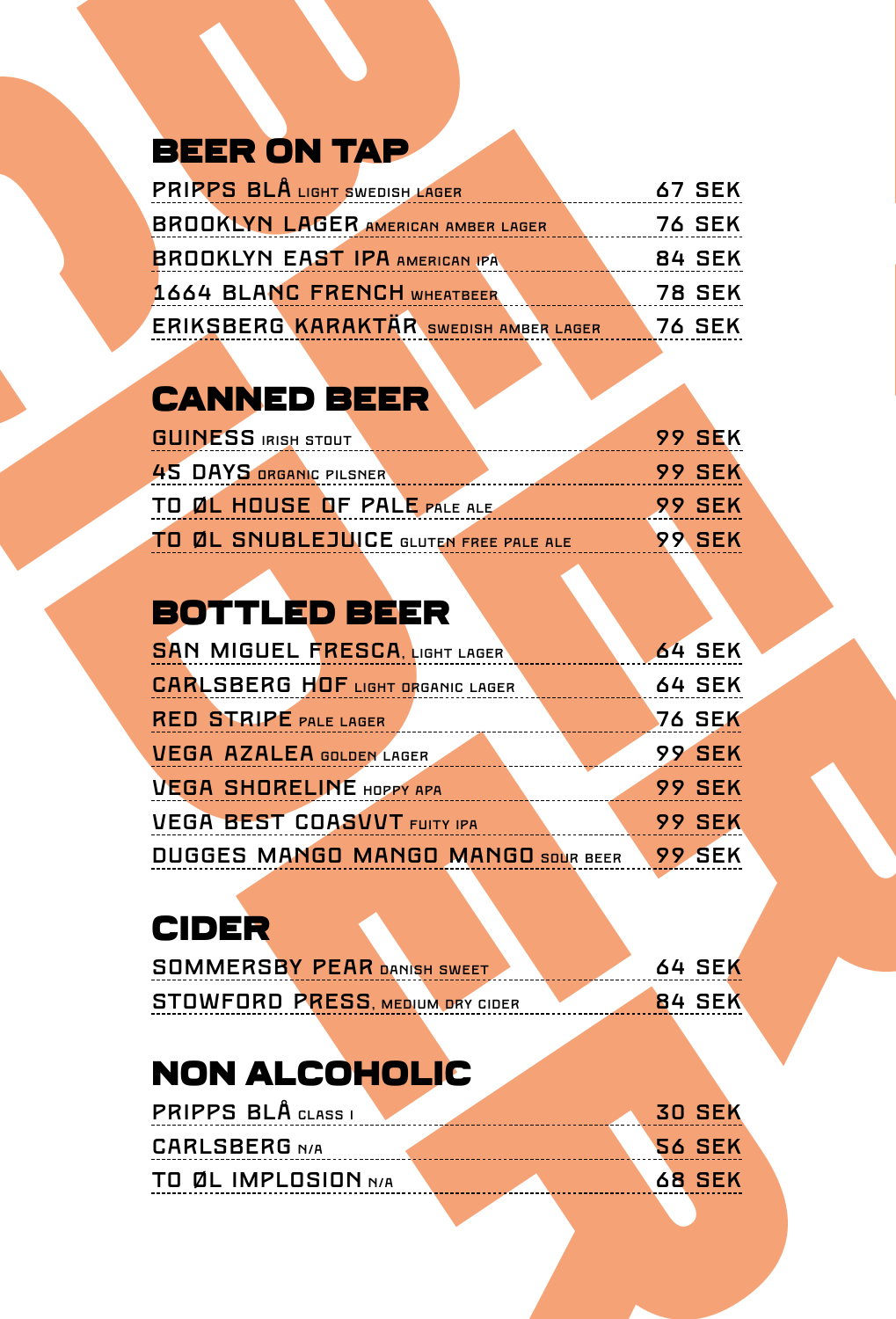## BEER ON TAP

| | |
|---|---|
| PRIPPS BLÅ LIGHT SWEDISH LAGER | 67 SEK |
| BROOKLYN LAGER AMERICAN AMBER LAGER | 76 SEK |
| BROOKLYN EAST IPA AMERICAN IPA | 84 SEK |
| 1664 BLANC FRENCH WHEATBEER | 78 SEK |
| ERIKSBERG KARAKTÄR SWEDISH AMBER LAGER | 76 SEK |

## CANNED BEER

| | |
|---|---|
| GUINESS IRISH STOUT | 99 SEK |
| 45 DAYS ORGANIC PILSNER | 99 SEK |
| TO ØL HOUSE OF PALE PALE ALE | 99 SEK |
| TO ØL SNUBLEJUICE GLUTEN FREE PALE ALE | 99 SEK |

## BOTTLED BEER

| | |
|---|---|
| SAN MIGUEL FRESCA, LIGHT LAGER | 64 SEK |
| CARLSBERG HOF LIGHT ORGANIC LAGER | 64 SEK |
| RED STRIPE PALE LAGER | 76 SEK |
| VEGA AZALEA GOLDEN LAGER | 99 SEK |
| VEGA SHORELINE HOPPY APA | 99 SEK |
| VEGA BEST COASVVT FUITY IPA | 99 SEK |
| DUGGES MANGO MANGO MANGO SOUR BEER | 99 SEK |

## CIDER

| | |
|---|---|
| SOMMERSBY PEAR DANISH SWEET | 64 SEK |
| STOWFORD PRESS, MEDIUM DRY CIDER | 84 SEK |

## NON ALCOHOLIC

| | |
|---|---|
| PRIPPS BLÅ CLASS I | 30 SEK |
| CARLSBERG N/A | 56 SEK |
| TO ØL IMPLOSION N/A | 68 SEK |